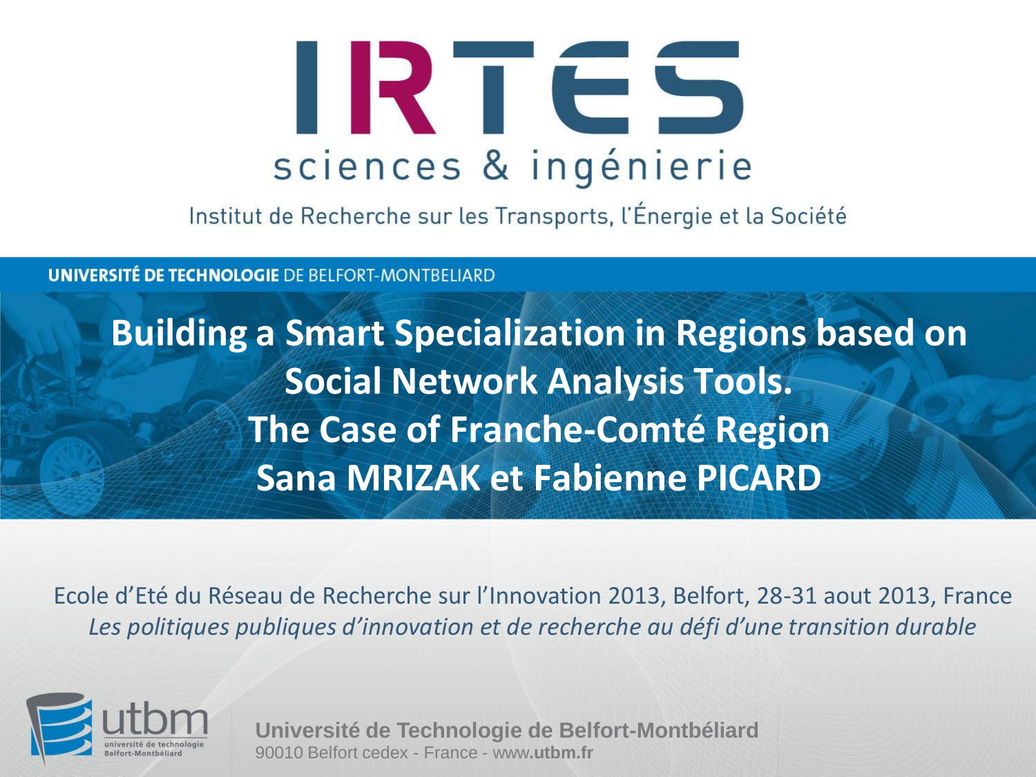IRTES

sciences & ingénierie

Institut de Recherche sur les Transports, l'Énergie et la Société

**UNIVERSITÉ DE TECHNOLOGIE** DE BELFORT-MONTBELIARD

# Building a Smart Specialization in Regions based on Social Network Analysis Tools. The Case of Franche-Comté Region

## Sana MRIZAK et Fabienne PICARD

Ecole d'Eté du Réseau de Recherche sur l'Innovation 2013, Belfort, 28-31 aout 2013, France

*Les politiques publiques d'innovation et de recherche au défi d'une transition durable*

utbm
université de technologie Belfort-Montbéliard

**Université de Technologie de Belfort-Montbéliard**
90010 Belfort cedex - France - www.**utbm.fr**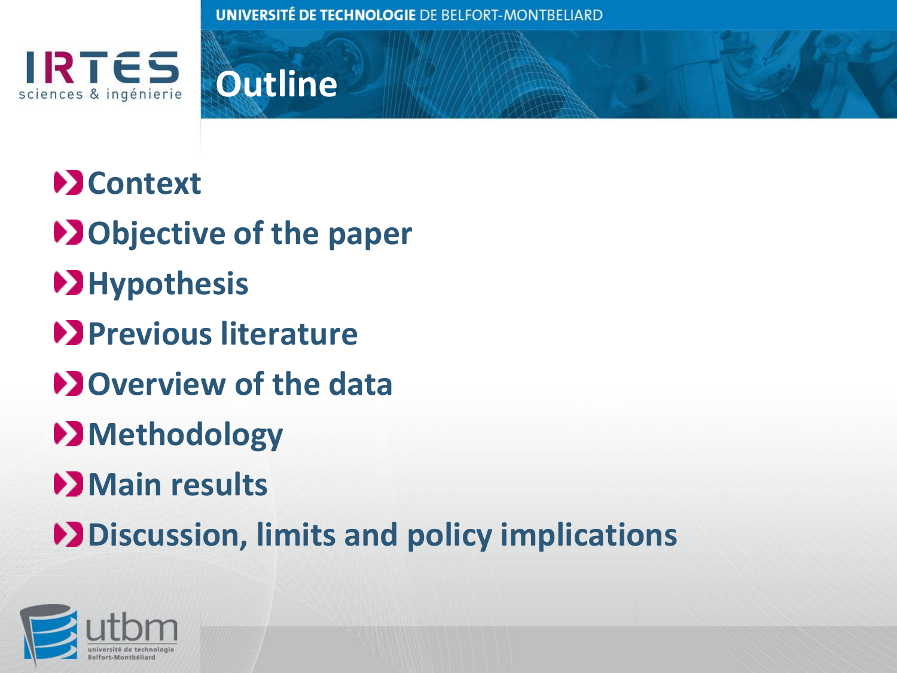# Outline

- Context
- Objective of the paper
- Hypothesis
- Previous literature
- Overview of the data
- Methodology
- Main results
- Discussion, limits and policy implications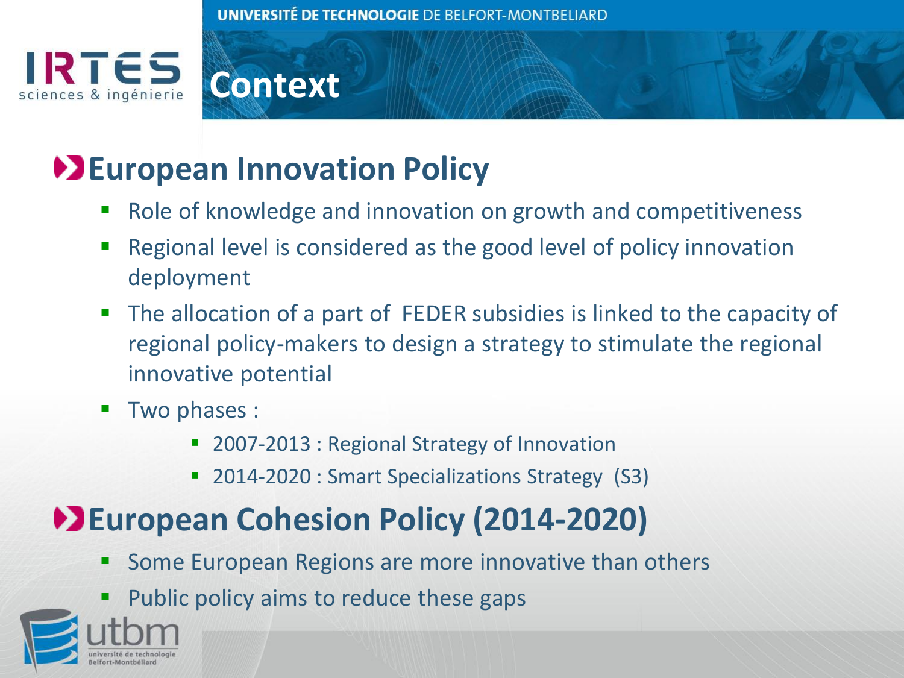# Context

## European Innovation Policy

- Role of knowledge and innovation on growth and competitiveness
- Regional level is considered as the good level of policy innovation deployment
- The allocation of a part of FEDER subsidies is linked to the capacity of regional policy-makers to design a strategy to stimulate the regional innovative potential
- Two phases :
  - 2007-2013 : Regional Strategy of Innovation
  - 2014-2020 : Smart Specializations Strategy (S3)

## European Cohesion Policy (2014-2020)

- Some European Regions are more innovative than others
- Public policy aims to reduce these gaps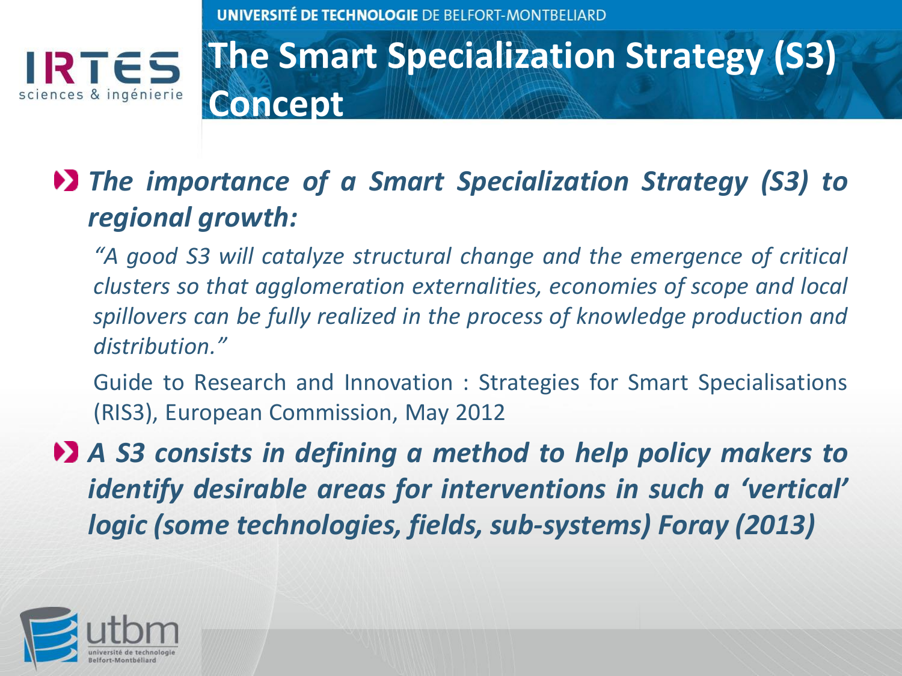# The Smart Specialization Strategy (S3) Concept

- ***The importance of a Smart Specialization Strategy (S3) to regional growth:***

  *"A good S3 will catalyze structural change and the emergence of critical clusters so that agglomeration externalities, economies of scope and local spillovers can be fully realized in the process of knowledge production and distribution."*

  Guide to Research and Innovation : Strategies for Smart Specialisations (RIS3), European Commission, May 2012

- ***A S3 consists in defining a method to help policy makers to identify desirable areas for interventions in such a 'vertical' logic (some technologies, fields, sub-systems) Foray (2013)***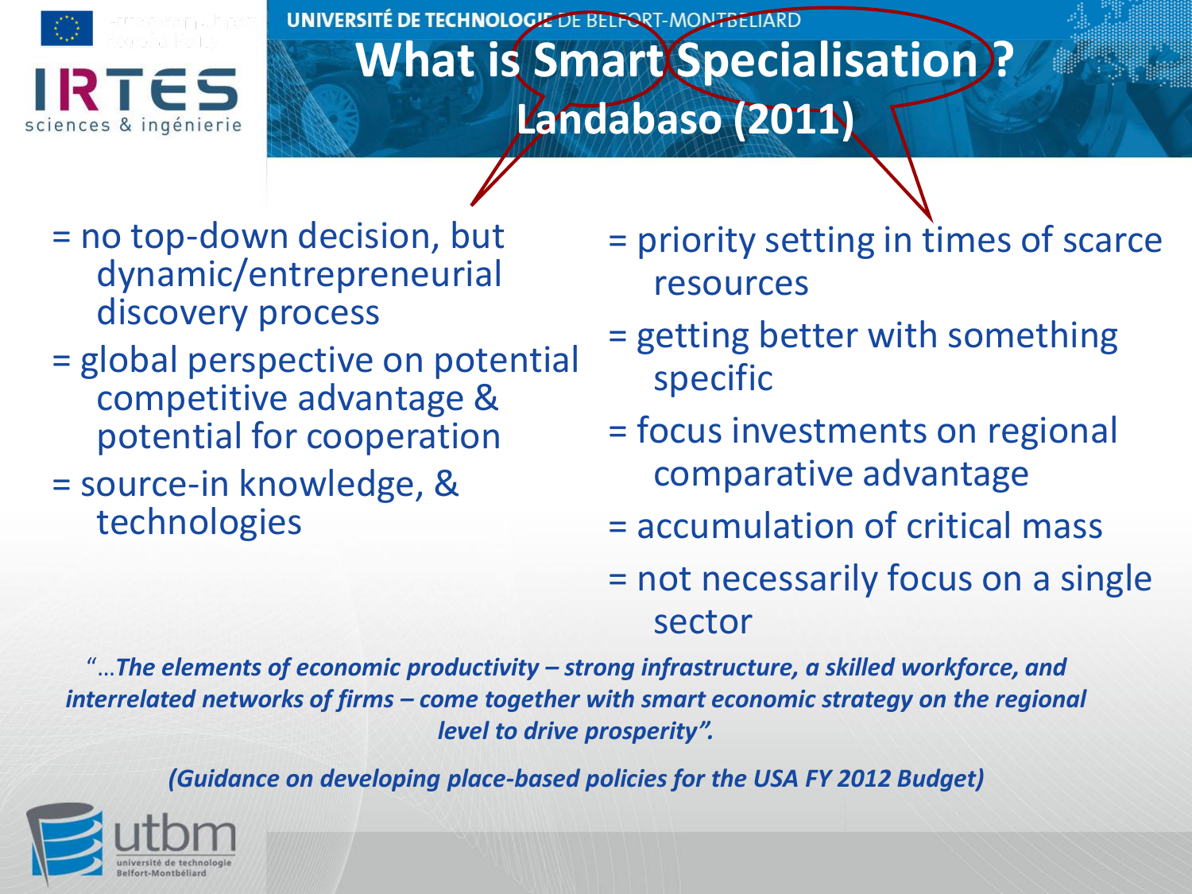# What is Smart Specialisation ?

## Landabaso (2011)

= no top-down decision, but dynamic/entrepreneurial discovery process

= global perspective on potential competitive advantage & potential for cooperation

= source-in knowledge, & technologies

= priority setting in times of scarce resources

= getting better with something specific

= focus investments on regional comparative advantage

= accumulation of critical mass

= not necessarily focus on a single sector

"…***The elements of economic productivity – strong infrastructure, a skilled workforce, and interrelated networks of firms – come together with smart economic strategy on the regional level to drive prosperity".***

***(Guidance on developing place-based policies for the USA FY 2012 Budget)***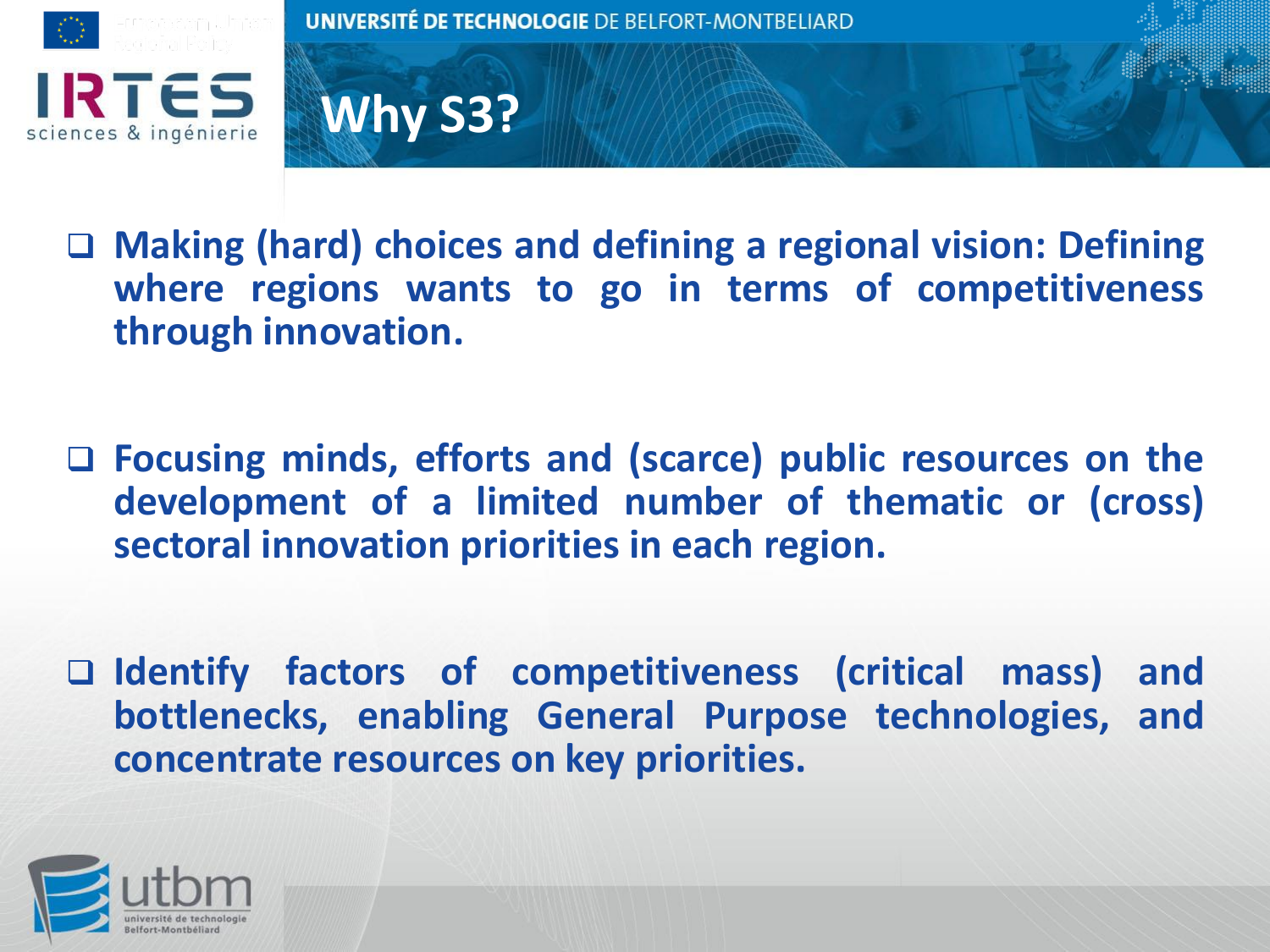# Why S3?

- **Making (hard) choices and defining a regional vision: Defining where regions wants to go in terms of competitiveness through innovation.**

- **Focusing minds, efforts and (scarce) public resources on the development of a limited number of thematic or (cross) sectoral innovation priorities in each region.**

- **Identify factors of competitiveness (critical mass) and bottlenecks, enabling General Purpose technologies, and concentrate resources on key priorities.**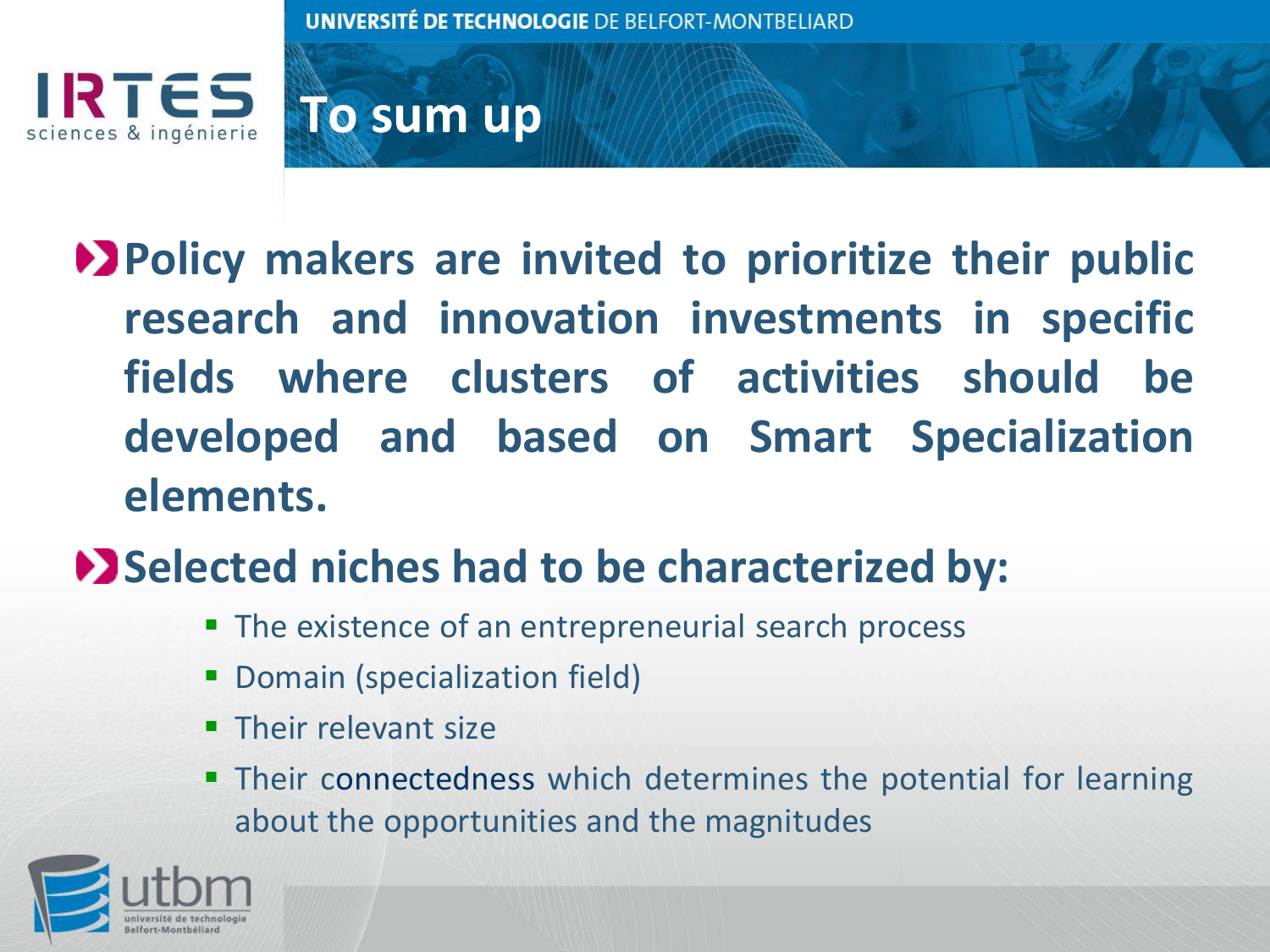# To sum up

- **Policy makers are invited to prioritize their public research and innovation investments in specific fields where clusters of activities should be developed and based on Smart Specialization elements.**
- **Selected niches had to be characterized by:**
  - The existence of an entrepreneurial search process
  - Domain (specialization field)
  - Their relevant size
  - Their connectedness which determines the potential for learning about the opportunities and the magnitudes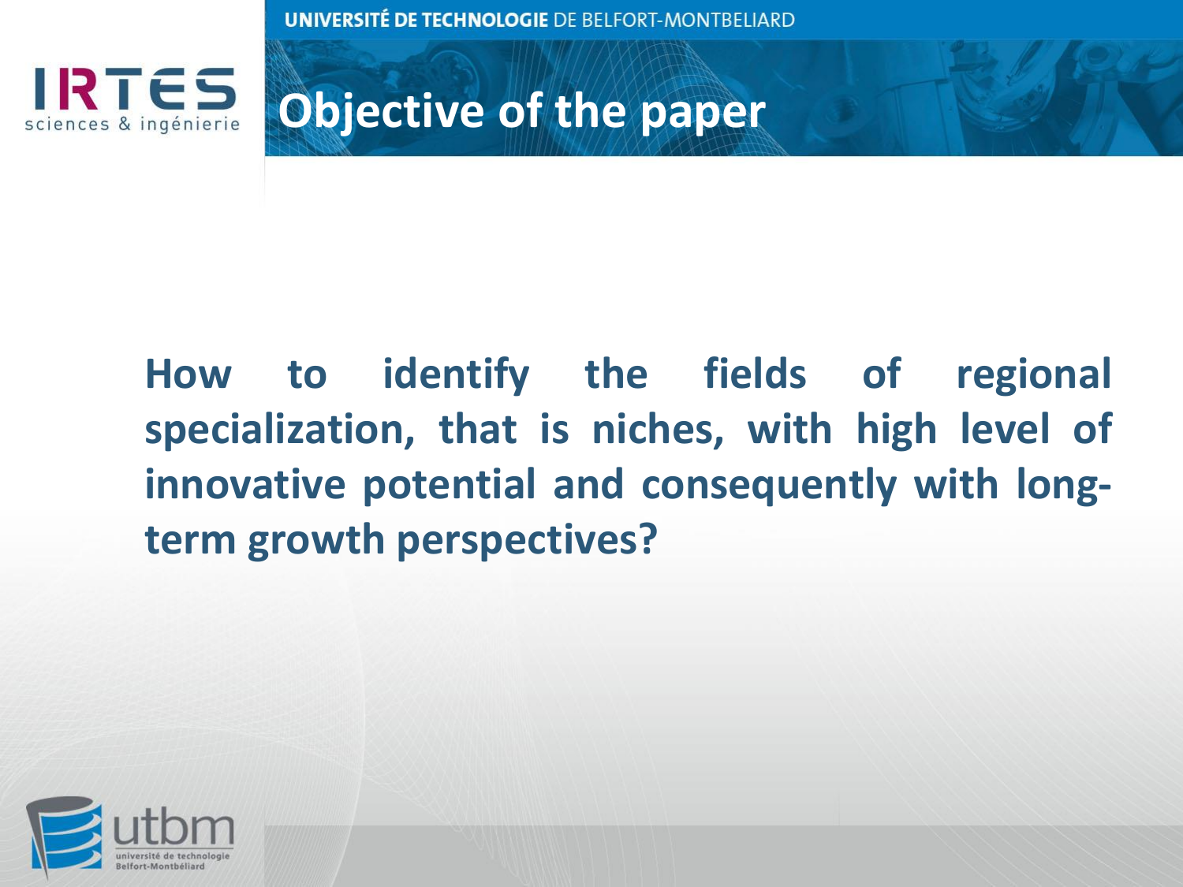# Objective of the paper

**How to identify the fields of regional specialization, that is niches, with high level of innovative potential and consequently with long-term growth perspectives?**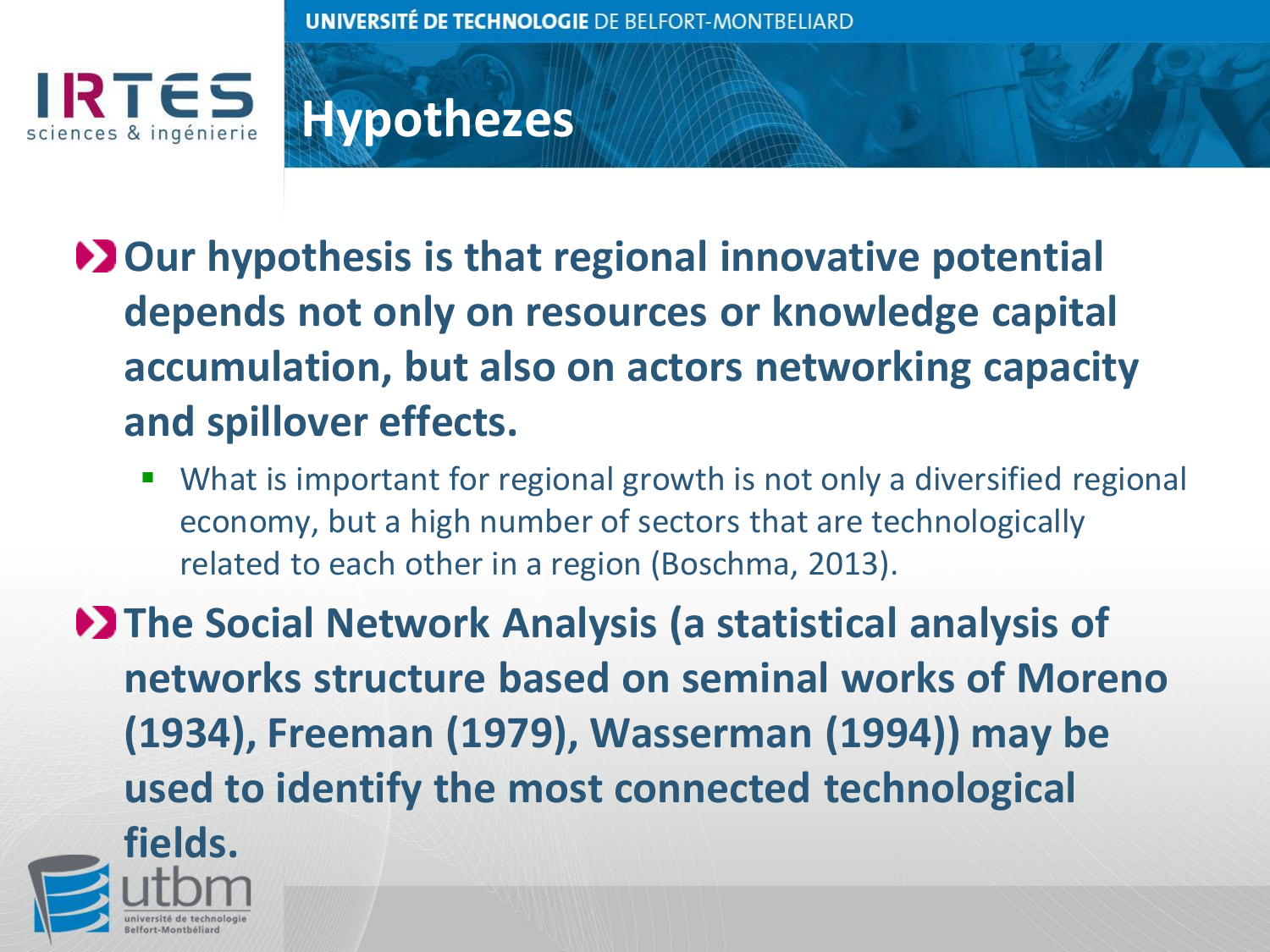# Hypothezes

- **Our hypothesis is that regional innovative potential depends not only on resources or knowledge capital accumulation, but also on actors networking capacity and spillover effects.**
  - What is important for regional growth is not only a diversified regional economy, but a high number of sectors that are technologically related to each other in a region (Boschma, 2013).
- **The Social Network Analysis (a statistical analysis of networks structure based on seminal works of Moreno (1934), Freeman (1979), Wasserman (1994)) may be used to identify the most connected technological fields.**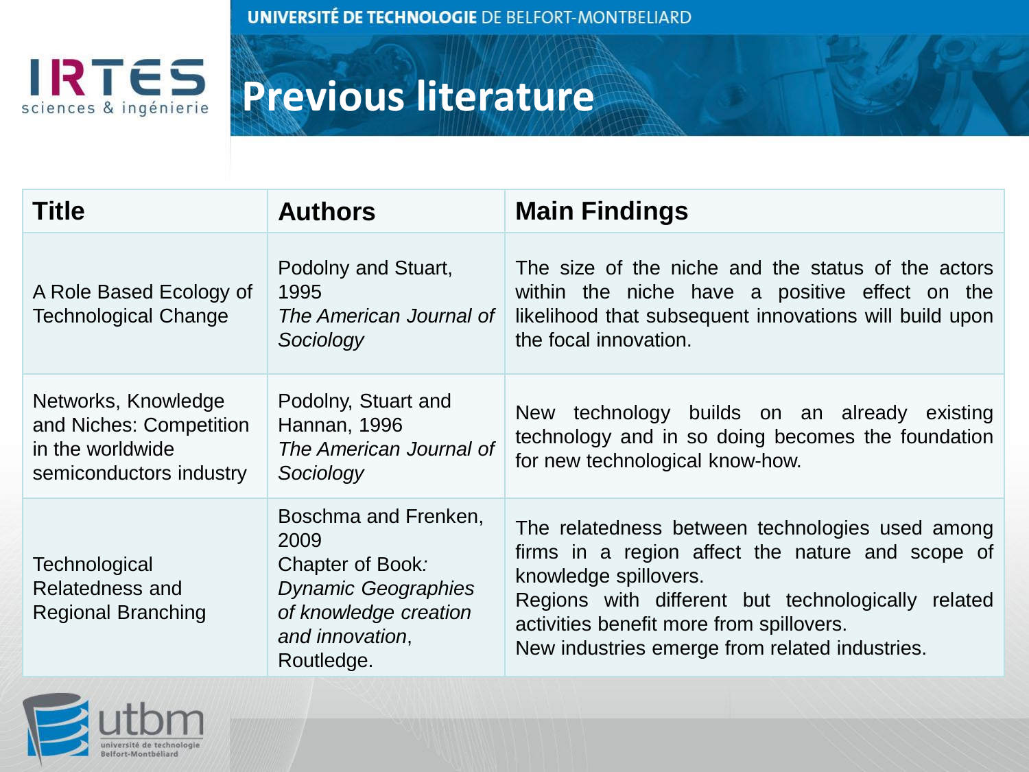# Previous literature

| Title | Authors | Main Findings |
|---|---|---|
| A Role Based Ecology of Technological Change | Podolny and Stuart, 1995 *The American Journal of Sociology* | The size of the niche and the status of the actors within the niche have a positive effect on the likelihood that subsequent innovations will build upon the focal innovation. |
| Networks, Knowledge and Niches: Competition in the worldwide semiconductors industry | Podolny, Stuart and Hannan, 1996 *The American Journal of Sociology* | New technology builds on an already existing technology and in so doing becomes the foundation for new technological know-how. |
| Technological Relatedness and Regional Branching | Boschma and Frenken, 2009 Chapter of Book*: Dynamic Geographies of knowledge creation and innovation*, Routledge. | The relatedness between technologies used among firms in a region affect the nature and scope of knowledge spillovers. Regions with different but technologically related activities benefit more from spillovers. New industries emerge from related industries. |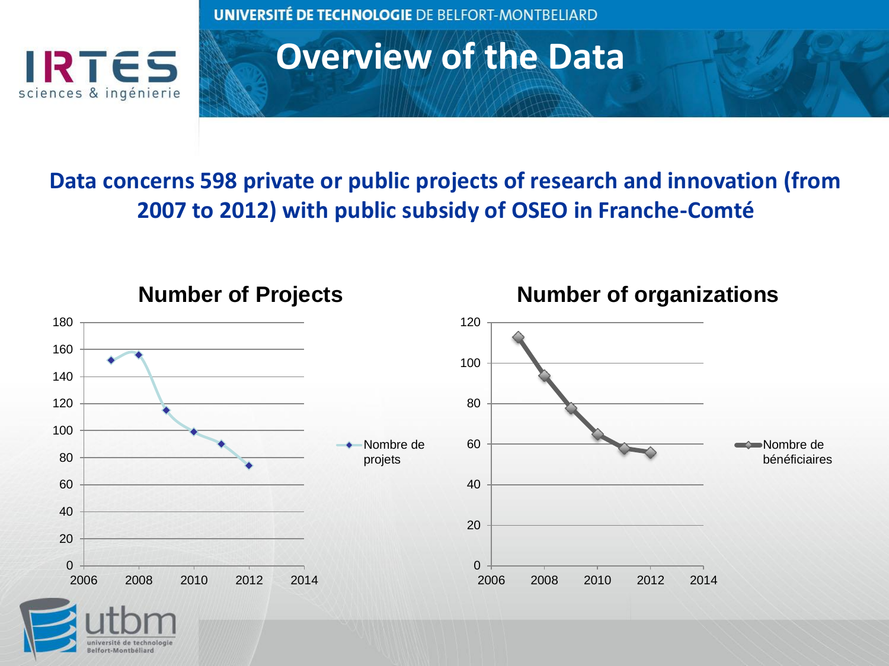# Overview of the Data

**Data concerns 598 private or public projects of research and innovation (from 2007 to 2012) with public subsidy of OSEO in Franche-Comté**

**Number of Projects**

**Number of organizations**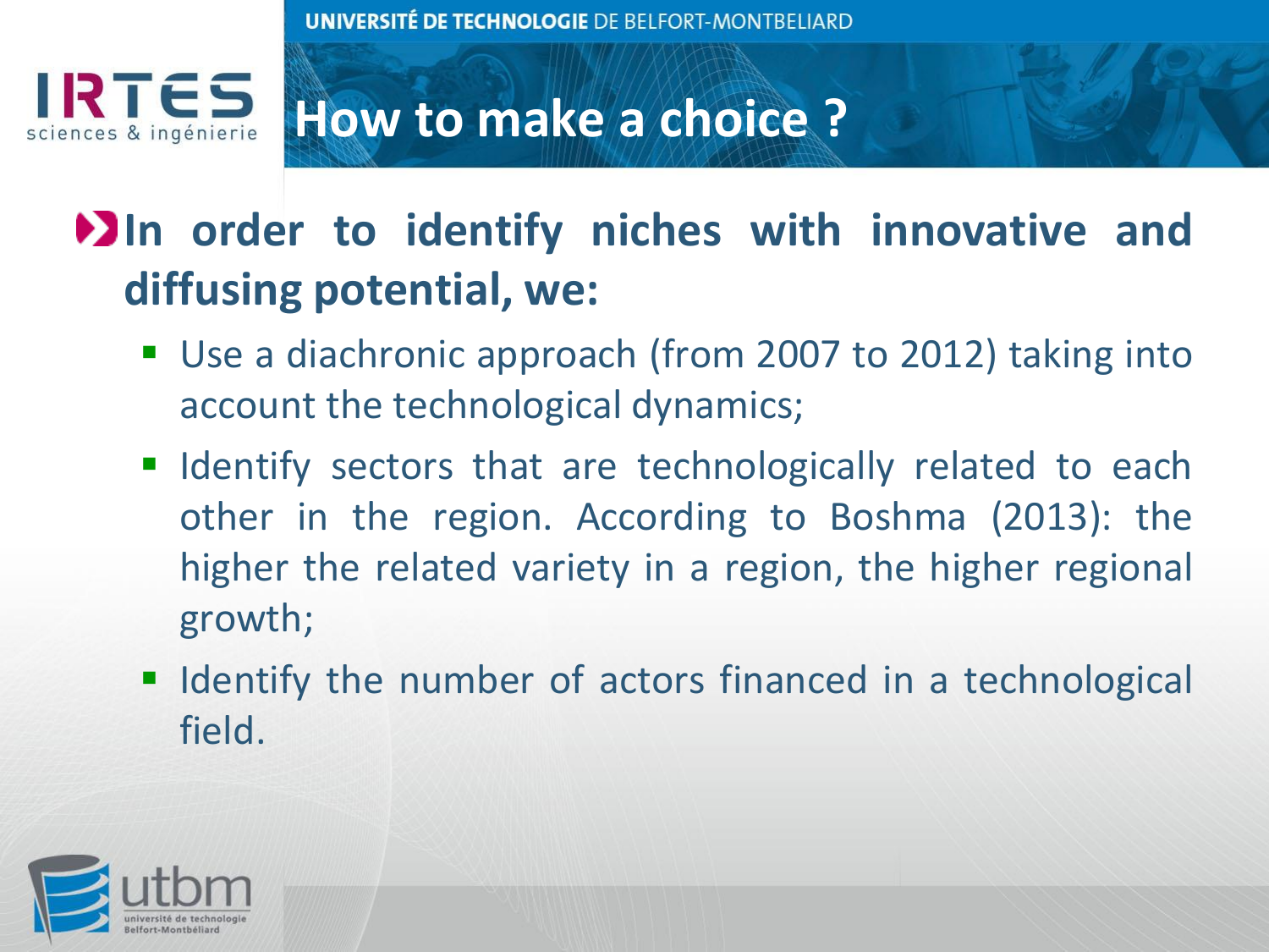# How to make a choice ?

- **In order to identify niches with innovative and diffusing potential, we:**
  - Use a diachronic approach (from 2007 to 2012) taking into account the technological dynamics;
  - Identify sectors that are technologically related to each other in the region. According to Boshma (2013): the higher the related variety in a region, the higher regional growth;
  - Identify the number of actors financed in a technological field.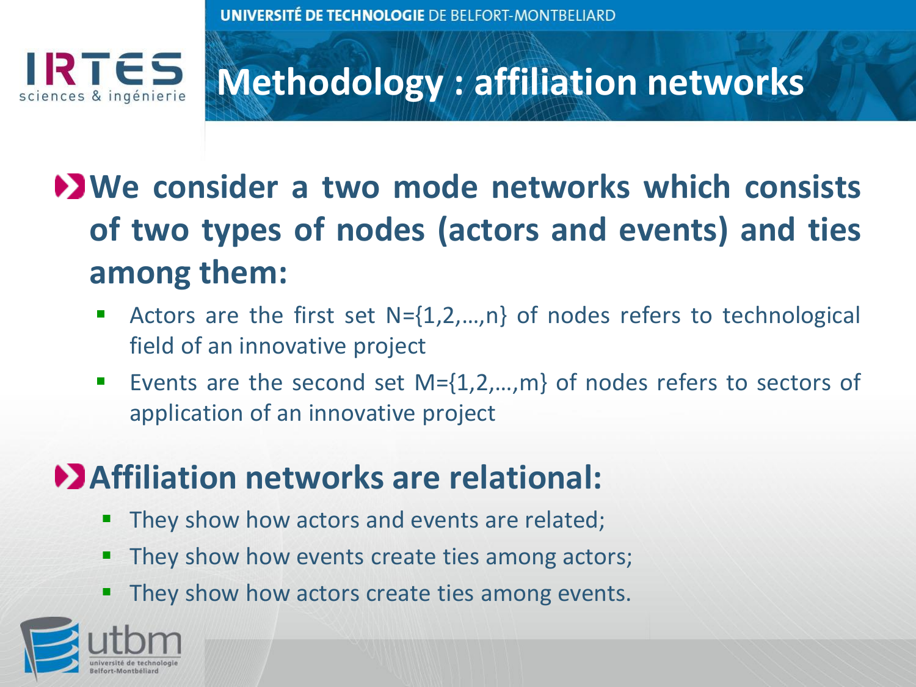# Methodology : affiliation networks

**We consider a two mode networks which consists of two types of nodes (actors and events) and ties among them:**

- Actors are the first set N={1,2,…,n} of nodes refers to technological field of an innovative project
- Events are the second set M={1,2,…,m} of nodes refers to sectors of application of an innovative project

**Affiliation networks are relational:**

- They show how actors and events are related;
- They show how events create ties among actors;
- They show how actors create ties among events.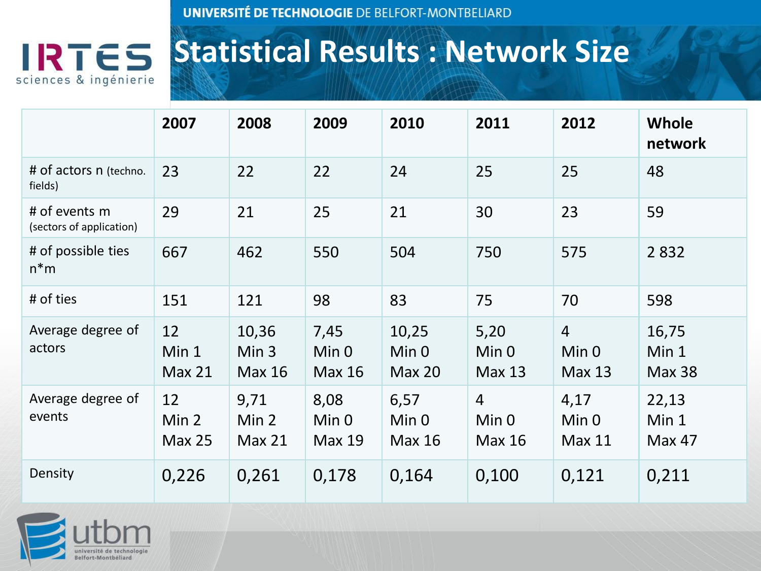# Statistical Results : Network Size

| | 2007 | 2008 | 2009 | 2010 | 2011 | 2012 | Whole network |
|---|---|---|---|---|---|---|---|
| # of actors n (techno. fields) | 23 | 22 | 22 | 24 | 25 | 25 | 48 |
| # of events m (sectors of application) | 29 | 21 | 25 | 21 | 30 | 23 | 59 |
| # of possible ties n*m | 667 | 462 | 550 | 504 | 750 | 575 | 2 832 |
| # of ties | 151 | 121 | 98 | 83 | 75 | 70 | 598 |
| Average degree of actors | 12 Min 1 Max 21 | 10,36 Min 3 Max 16 | 7,45 Min 0 Max 16 | 10,25 Min 0 Max 20 | 5,20 Min 0 Max 13 | 4 Min 0 Max 13 | 16,75 Min 1 Max 38 |
| Average degree of events | 12 Min 2 Max 25 | 9,71 Min 2 Max 21 | 8,08 Min 0 Max 19 | 6,57 Min 0 Max 16 | 4 Min 0 Max 16 | 4,17 Min 0 Max 11 | 22,13 Min 1 Max 47 |
| Density | 0,226 | 0,261 | 0,178 | 0,164 | 0,100 | 0,121 | 0,211 |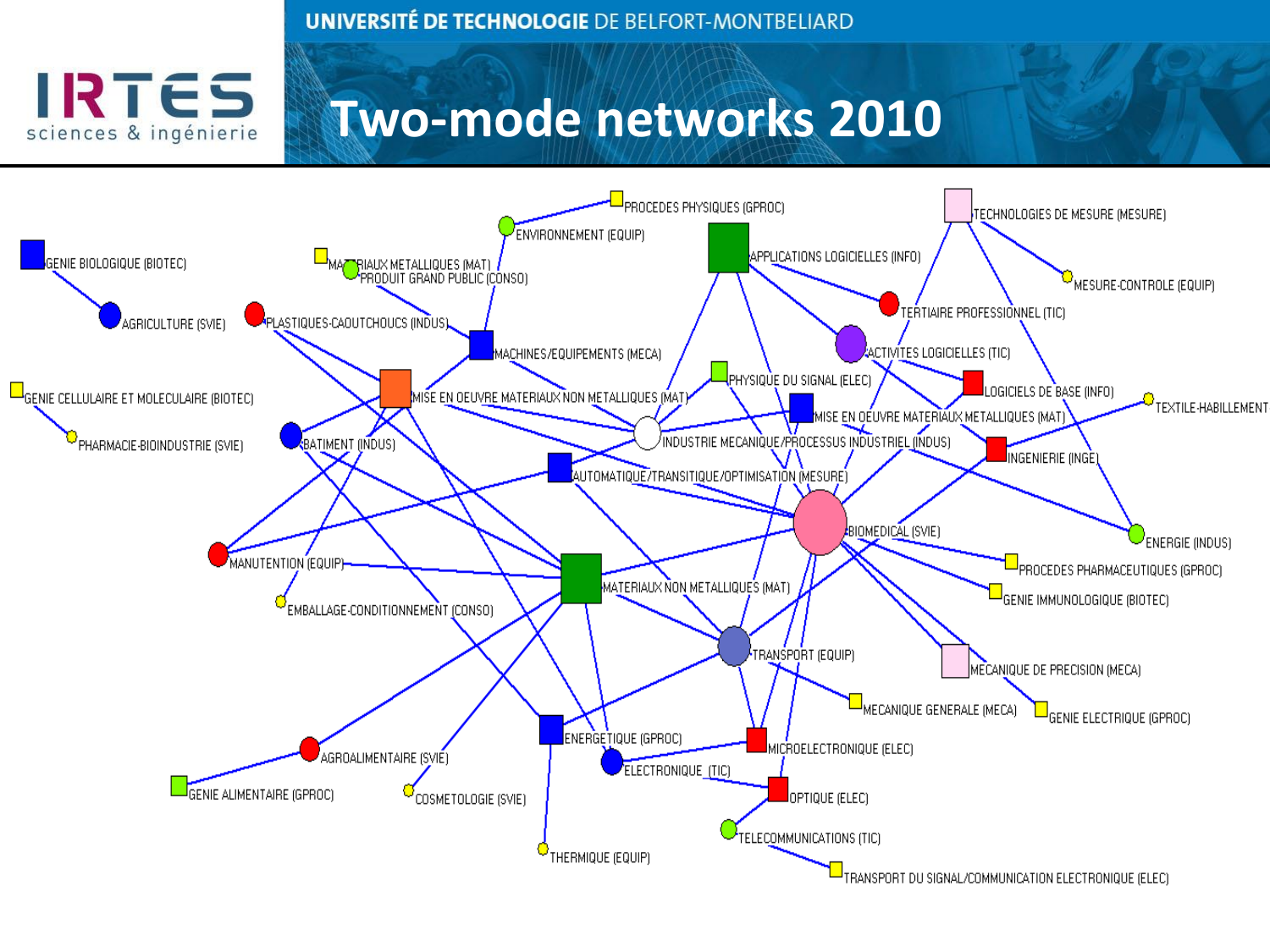# Two-mode networks 2010

GENIE BIOLOGIQUE (BIOTEC)

AGRICULTURE (SVIE)

MATERIAUX METALLIQUES (MAT)

PRODUIT GRAND PUBLIC (CONSO)

PLASTIQUES-CAOUTCHOUCS (INDUS)

ENVIRONNEMENT (EQUIP)

PROCEDES PHYSIQUES (GPROC)

APPLICATIONS LOGICIELLES (INFO)

TECHNOLOGIES DE MESURE (MESURE)

MESURE-CONTROLE (EQUIP)

TERTIAIRE PROFESSIONNEL (TIC)

ACTIVITES LOGICIELLES (TIC)

LOGICIELS DE BASE (INFO)

TEXTILE-HABILLEMENT

MACHINES/EQUIPEMENTS (MECA)

PHYSIQUE DU SIGNAL (ELEC)

GENIE CELLULAIRE ET MOLECULAIRE (BIOTEC)

MISE EN OEUVRE MATERIAUX NON METALLIQUES (MAT)

MISE EN OEUVRE MATERIAUX METALLIQUES (MAT)

PHARMACIE-BIOINDUSTRIE (SVIE)

BATIMENT (INDUS)

INDUSTRIE MECANIQUE/PROCESSUS INDUSTRIEL (INDUS)

INGENIERIE (INGE)

AUTOMATIQUE/TRANSITIQUE/OPTIMISATION (MESURE)

BIOMEDICAL (SVIE)

ENERGIE (INDUS)

MANUTENTION (EQUIP)

PROCEDES PHARMACEUTIQUES (GPROC)

MATERIAUX NON METALLIQUES (MAT)

GENIE IMMUNOLOGIQUE (BIOTEC)

EMBALLAGE-CONDITIONNEMENT (CONSO)

TRANSPORT (EQUIP)

MECANIQUE DE PRECISION (MECA)

MECANIQUE GENERALE (MECA)

GENIE ELECTRIQUE (GPROC)

ENERGETIQUE (GPROC)

MICROELECTRONIQUE (ELEC)

AGROALIMENTAIRE (SVIE)

ELECTRONIQUE (TIC)

GENIE ALIMENTAIRE (GPROC)

COSMETOLOGIE (SVIE)

OPTIQUE (ELEC)

TELECOMMUNICATIONS (TIC)

THERMIQUE (EQUIP)

TRANSPORT DU SIGNAL/COMMUNICATION ELECTRONIQUE (ELEC)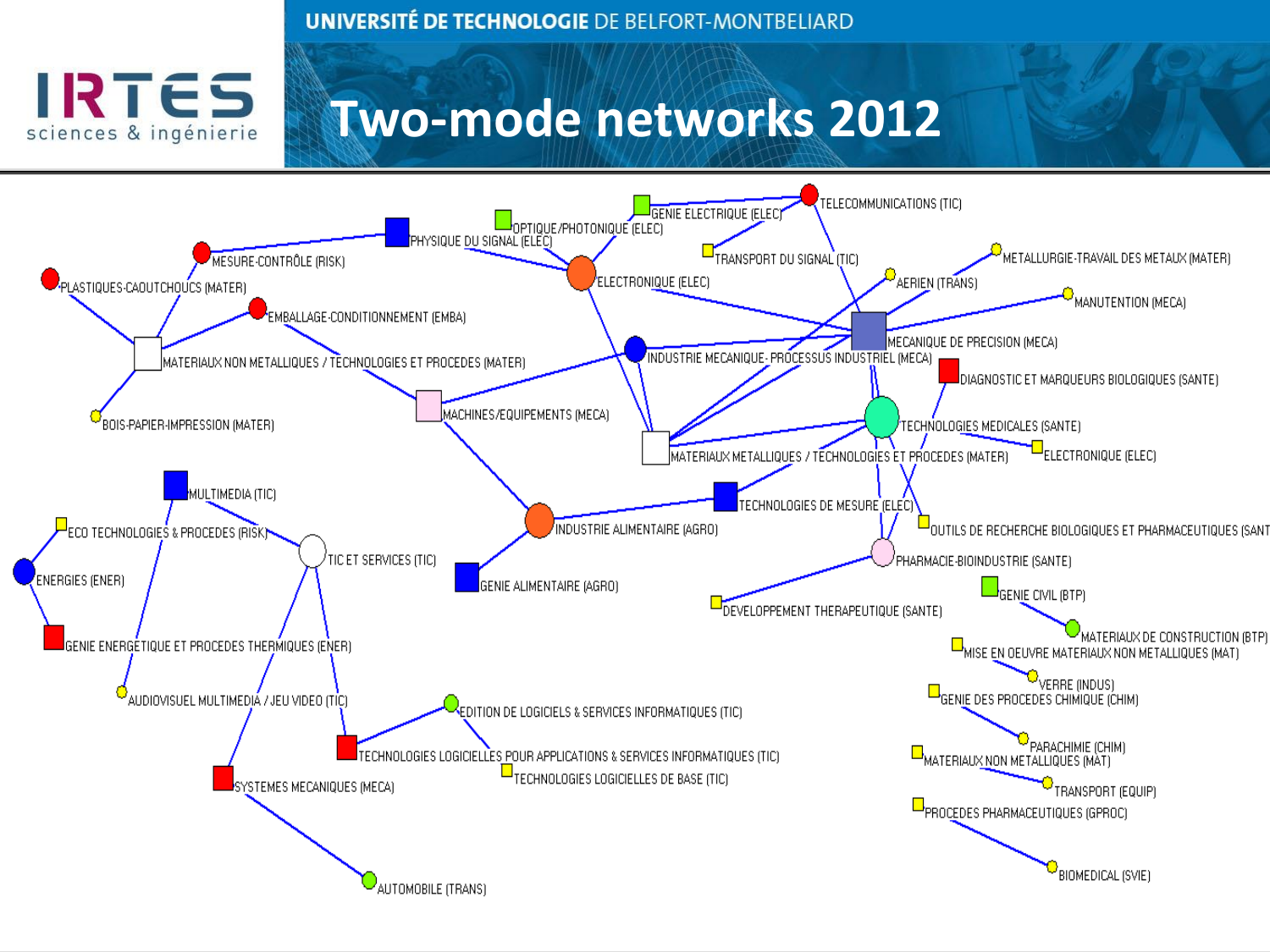# Two-mode networks 2012

MESURE-CONTRÔLE (RISK)

PLASTIQUES-CAOUTCHOUCS (MATER)

PHYSIQUE DU SIGNAL (ELEC)

OPTIQUE/PHOTONIQUE (ELEC)

GENIE ELECTRIQUE (ELEC)

TELECOMMUNICATIONS (TIC)

TRANSPORT DU SIGNAL (TIC)

METALLURGIE-TRAVAIL DES METAUX (MATER)

AERIEN (TRANS)

MANUTENTION (MECA)

ELECTRONIQUE (ELEC)

EMBALLAGE-CONDITIONNEMENT (EMBA)

MECANIQUE DE PRECISION (MECA)

MATERIAUX NON METALLIQUES / TECHNOLOGIES ET PROCEDES (MATER)

INDUSTRIE MECANIQUE- PROCESSUS INDUSTRIEL (MECA)

DIAGNOSTIC ET MARQUEURS BIOLOGIQUES (SANTE)

BOIS-PAPIER-IMPRESSION (MATER)

MACHINES/EQUIPEMENTS (MECA)

TECHNOLOGIES MEDICALES (SANTE)

MATERIAUX METALLIQUES / TECHNOLOGIES ET PROCEDES (MATER)

ELECTRONIQUE (ELEC)

MULTIMEDIA (TIC)

TECHNOLOGIES DE MESURE (ELEC)

ECO TECHNOLOGIES & PROCEDES (RISK)

INDUSTRIE ALIMENTAIRE (AGRO)

OUTILS DE RECHERCHE BIOLOGIQUES ET PHARMACEUTIQUES (SANT

TIC ET SERVICES (TIC)

ENERGIES (ENER)

GENIE ALIMENTAIRE (AGRO)

PHARMACIE-BIOINDUSTRIE (SANTE)

GENIE CIVIL (BTP)

DEVELOPPEMENT THERAPEUTIQUE (SANTE)

MATERIAUX DE CONSTRUCTION (BTP)

GENIE ENERGETIQUE ET PROCEDES THERMIQUES (ENER)

MISE EN OEUVRE MATERIAUX NON METALLIQUES (MAT)

VERRE (INDUS)

AUDIOVISUEL MULTIMEDIA / JEU VIDEO (TIC)

GENIE DES PROCEDES CHIMIQUE (CHIM)

EDITION DE LOGICIELS & SERVICES INFORMATIQUES (TIC)

PARACHIMIE (CHIM)

TECHNOLOGIES LOGICIELLES POUR APPLICATIONS & SERVICES INFORMATIQUES (TIC)

MATERIAUX NON METALLIQUES (MAT)

TECHNOLOGIES LOGICIELLES DE BASE (TIC)

TRANSPORT (EQUIP)

SYSTEMES MECANIQUES (MECA)

PROCEDES PHARMACEUTIQUES (GPROC)

BIOMEDICAL (SVIE)

AUTOMOBILE (TRANS)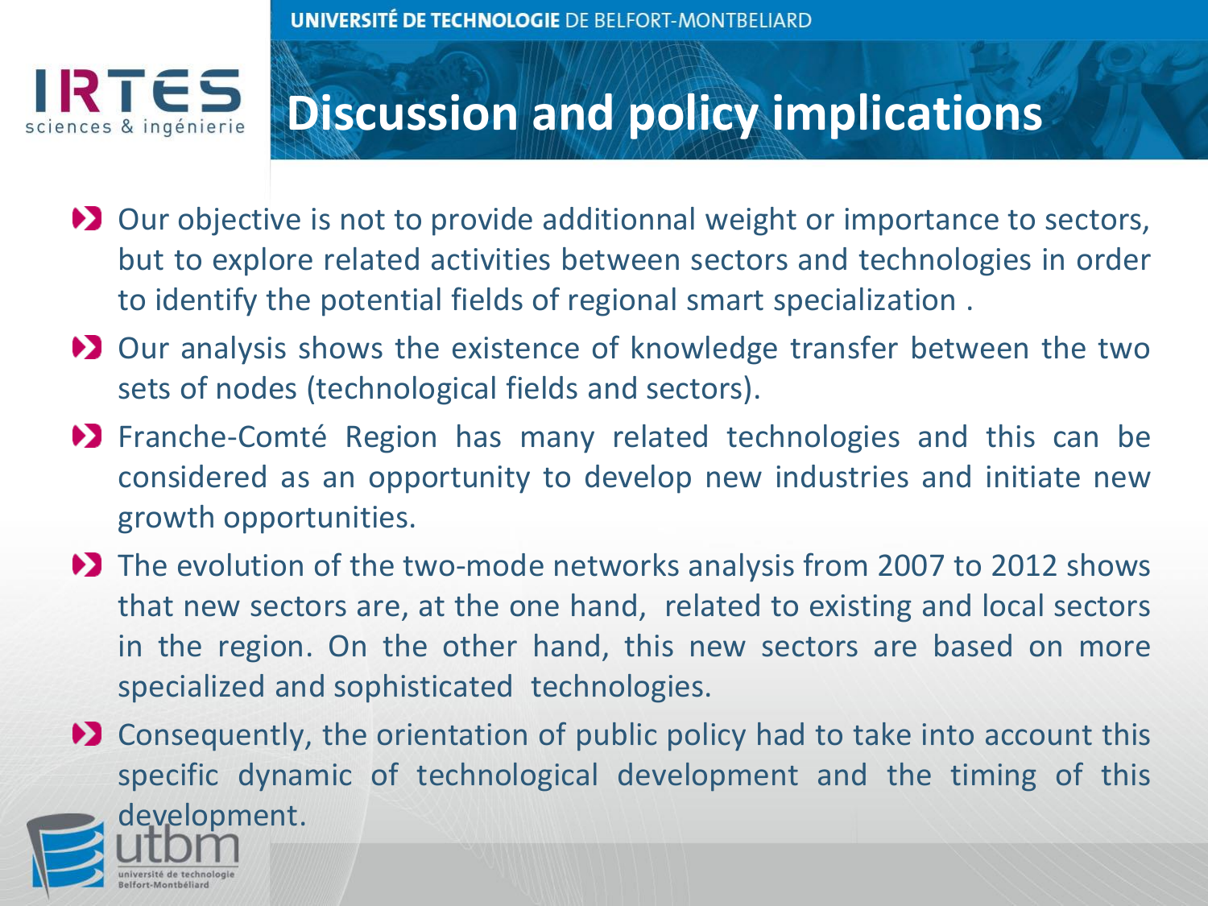# Discussion and policy implications

- Our objective is not to provide additionnal weight or importance to sectors, but to explore related activities between sectors and technologies in order to identify the potential fields of regional smart specialization .
- Our analysis shows the existence of knowledge transfer between the two sets of nodes (technological fields and sectors).
- Franche-Comté Region has many related technologies and this can be considered as an opportunity to develop new industries and initiate new growth opportunities.
- The evolution of the two-mode networks analysis from 2007 to 2012 shows that new sectors are, at the one hand, related to existing and local sectors in the region. On the other hand, this new sectors are based on more specialized and sophisticated technologies.
- Consequently, the orientation of public policy had to take into account this specific dynamic of technological development and the timing of this development.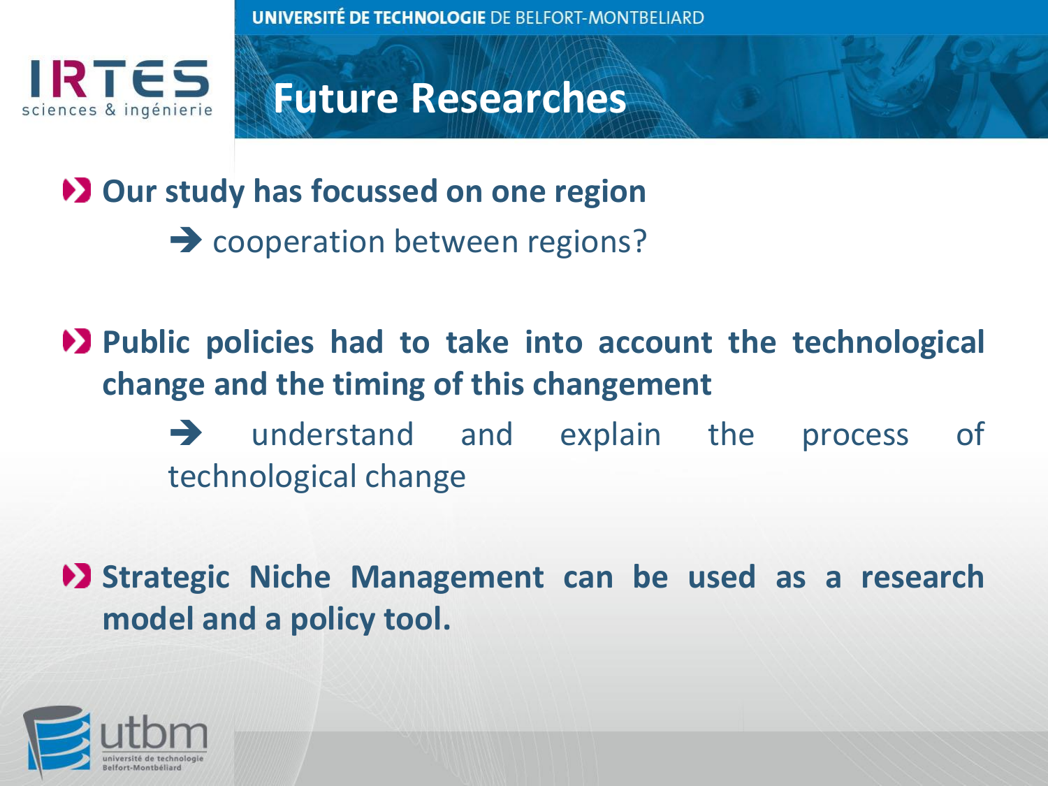# Future Researches

- **Our study has focussed on one region**
  - ➔ cooperation between regions?
- **Public policies had to take into account the technological change and the timing of this changement**
  - ➔ understand and explain the process of technological change
- **Strategic Niche Management can be used as a research model and a policy tool.**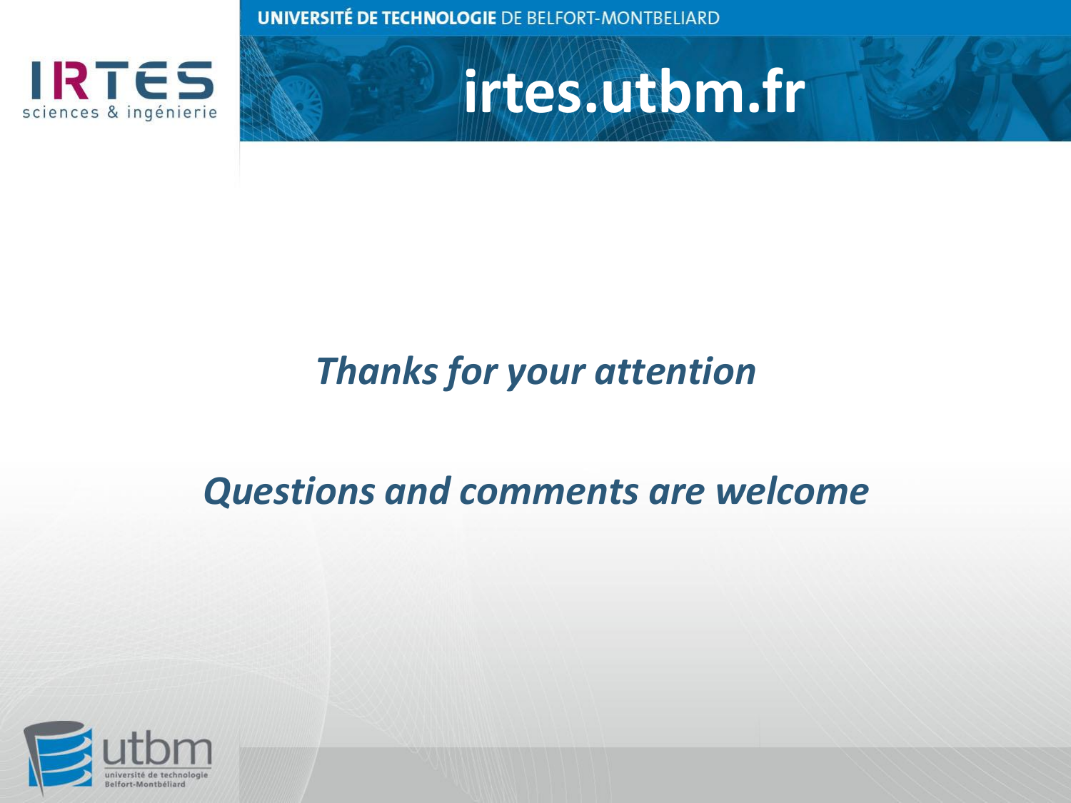*Thanks for your attention*

*Questions and comments are welcome*